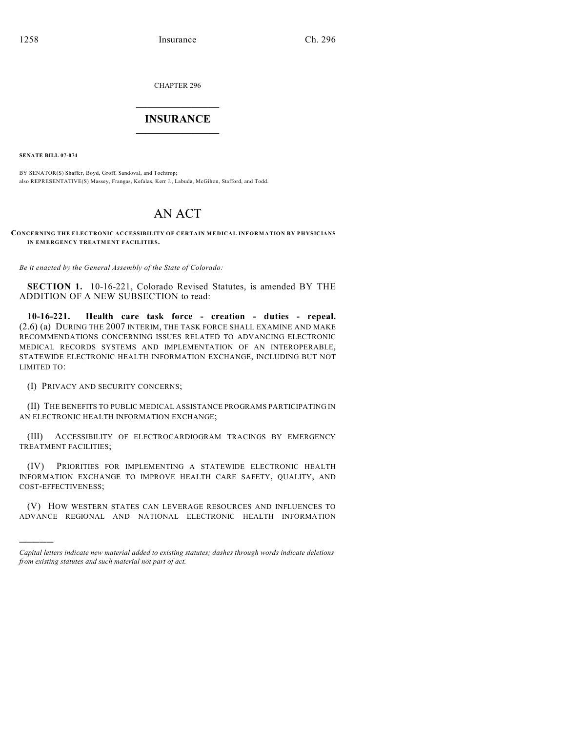CHAPTER 296

# INSURANCE

**SENATE BILL 07-074**

BY SENATOR(S) Shaffer, Boyd, Groff, Sandoval, and Tochtrop;
also REPRESENTATIVE(S) Massey, Frangas, Kefalas, Kerr J., Labuda, McGihon, Stafford, and Todd.

# AN ACT

**CONCERNING THE ELECTRONIC ACCESSIBILITY OF CERTAIN MEDICAL INFORMATION BY PHYSICIANS IN EMERGENCY TREATMENT FACILITIES.**

*Be it enacted by the General Assembly of the State of Colorado:*

**SECTION 1.** 10-16-221, Colorado Revised Statutes, is amended BY THE ADDITION OF A NEW SUBSECTION to read:

**10-16-221. Health care task force - creation - duties - repeal.** (2.6) (a) DURING THE 2007 INTERIM, THE TASK FORCE SHALL EXAMINE AND MAKE RECOMMENDATIONS CONCERNING ISSUES RELATED TO ADVANCING ELECTRONIC MEDICAL RECORDS SYSTEMS AND IMPLEMENTATION OF AN INTEROPERABLE, STATEWIDE ELECTRONIC HEALTH INFORMATION EXCHANGE, INCLUDING BUT NOT LIMITED TO:

(I) PRIVACY AND SECURITY CONCERNS;

(II) THE BENEFITS TO PUBLIC MEDICAL ASSISTANCE PROGRAMS PARTICIPATING IN AN ELECTRONIC HEALTH INFORMATION EXCHANGE;

(III) ACCESSIBILITY OF ELECTROCARDIOGRAM TRACINGS BY EMERGENCY TREATMENT FACILITIES;

(IV) PRIORITIES FOR IMPLEMENTING A STATEWIDE ELECTRONIC HEALTH INFORMATION EXCHANGE TO IMPROVE HEALTH CARE SAFETY, QUALITY, AND COST-EFFECTIVENESS;

(V) HOW WESTERN STATES CAN LEVERAGE RESOURCES AND INFLUENCES TO ADVANCE REGIONAL AND NATIONAL ELECTRONIC HEALTH INFORMATION

---

*Capital letters indicate new material added to existing statutes; dashes through words indicate deletions from existing statutes and such material not part of act.*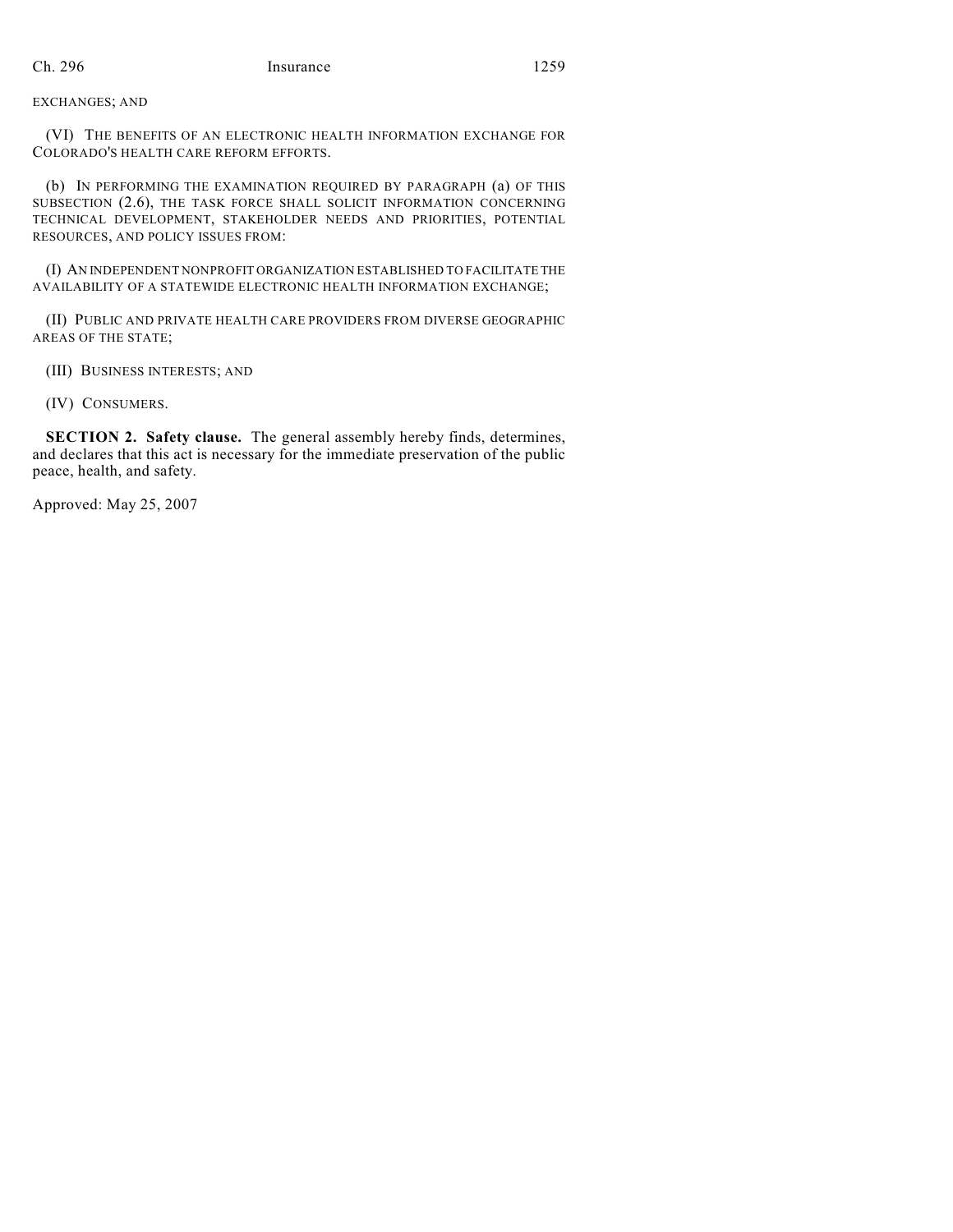EXCHANGES; AND

(VI) THE BENEFITS OF AN ELECTRONIC HEALTH INFORMATION EXCHANGE FOR COLORADO'S HEALTH CARE REFORM EFFORTS.

(b) IN PERFORMING THE EXAMINATION REQUIRED BY PARAGRAPH (a) OF THIS SUBSECTION (2.6), THE TASK FORCE SHALL SOLICIT INFORMATION CONCERNING TECHNICAL DEVELOPMENT, STAKEHOLDER NEEDS AND PRIORITIES, POTENTIAL RESOURCES, AND POLICY ISSUES FROM:

(I) AN INDEPENDENT NONPROFIT ORGANIZATION ESTABLISHED TO FACILITATE THE AVAILABILITY OF A STATEWIDE ELECTRONIC HEALTH INFORMATION EXCHANGE;

(II) PUBLIC AND PRIVATE HEALTH CARE PROVIDERS FROM DIVERSE GEOGRAPHIC AREAS OF THE STATE;

(III) BUSINESS INTERESTS; AND

(IV) CONSUMERS.

**SECTION 2. Safety clause.** The general assembly hereby finds, determines, and declares that this act is necessary for the immediate preservation of the public peace, health, and safety.

Approved: May 25, 2007